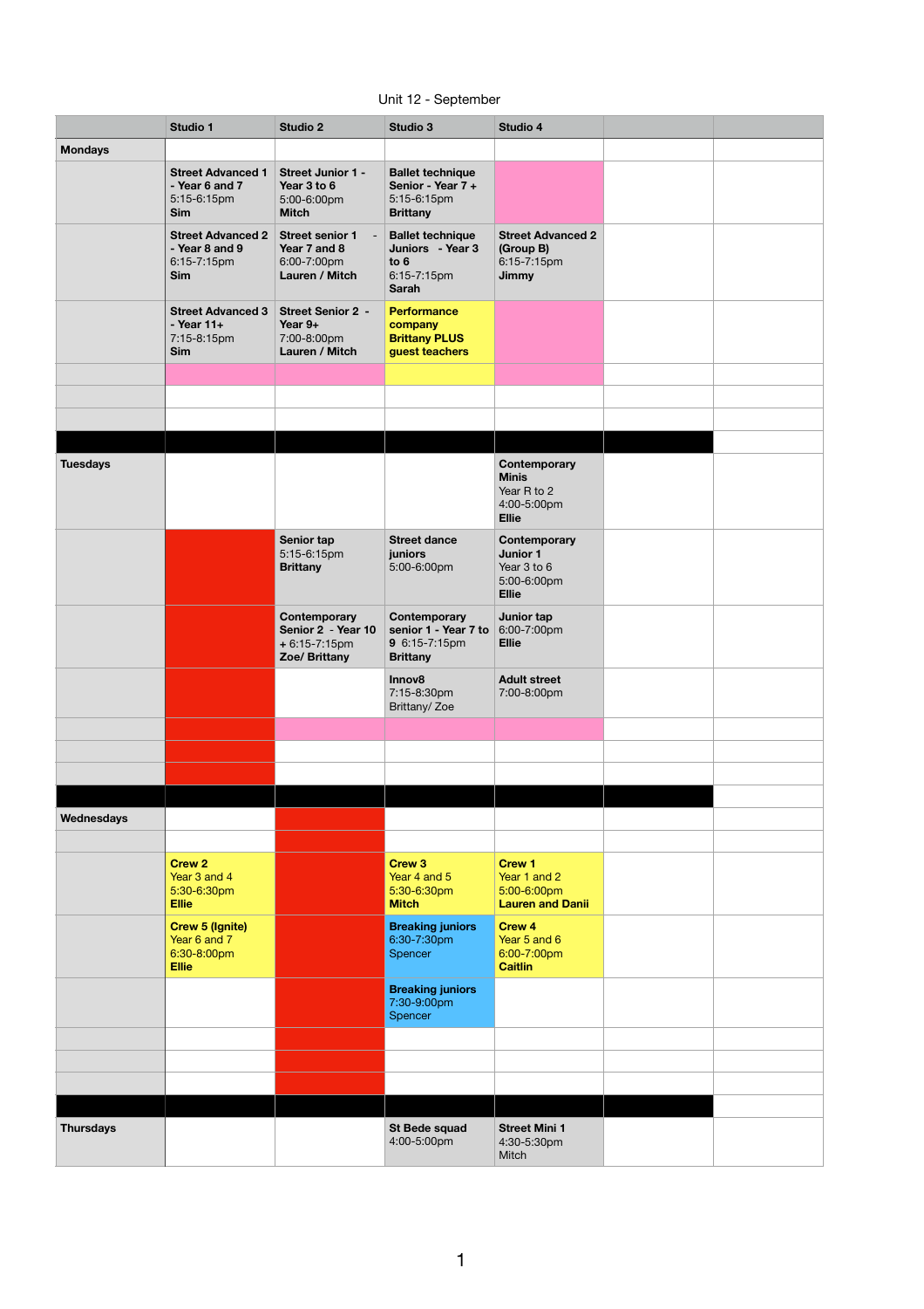Unit 12 - September

| | Studio 1 | Studio 2 | Studio 3 | Studio 4 | | |
|---|---|---|---|---|---|---|
| **Mondays** | | | | | | |
| | **Street Advanced 1 - Year 6 and 7** 5:15-6:15pm **Sim** | **Street Junior 1 - Year 3 to 6** 5:00-6:00pm **Mitch** | **Ballet technique Senior - Year 7 +** 5:15-6:15pm **Brittany** | | | |
| | **Street Advanced 2 - Year 8 and 9** 6:15-7:15pm **Sim** | **Street senior 1 - Year 7 and 8** 6:00-7:00pm **Lauren / Mitch** | **Ballet technique Juniors - Year 3 to 6** 6:15-7:15pm **Sarah** | **Street Advanced 2 (Group B)** 6:15-7:15pm **Jimmy** | | |
| | **Street Advanced 3 - Year 11+** 7:15-8:15pm **Sim** | **Street Senior 2 - Year 9+** 7:00-8:00pm **Lauren / Mitch** | **Performance company Brittany PLUS guest teachers** | | | |
| | | | | | | |
| | | | | | | |
| | | | | | | |
| | | | | | | |
| **Tuesdays** | | | | **Contemporary Minis** Year R to 2 4:00-5:00pm **Ellie** | | |
| | | **Senior tap** 5:15-6:15pm **Brittany** | **Street dance juniors** 5:00-6:00pm | **Contemporary Junior 1** Year 3 to 6 5:00-6:00pm **Ellie** | | |
| | | **Contemporary Senior 2 - Year 10 +** 6:15-7:15pm **Zoe/ Brittany** | **Contemporary senior 1 - Year 7 to 9** 6:15-7:15pm **Brittany** | **Junior tap** 6:00-7:00pm **Ellie** | | |
| | | | **Innov8** 7:15-8:30pm Brittany/ Zoe | **Adult street** 7:00-8:00pm | | |
| | | | | | | |
| | | | | | | |
| | | | | | | |
| | | | | | | |
| **Wednesdays** | | | | | | |
| | | | | | | |
| | **Crew 2** Year 3 and 4 5:30-6:30pm **Ellie** | | **Crew 3** Year 4 and 5 5:30-6:30pm **Mitch** | **Crew 1** Year 1 and 2 5:00-6:00pm **Lauren and Danii** | | |
| | **Crew 5 (Ignite)** Year 6 and 7 6:30-8:00pm **Ellie** | | **Breaking juniors** 6:30-7:30pm Spencer | **Crew 4** Year 5 and 6 6:00-7:00pm **Caitlin** | | |
| | | | **Breaking juniors** 7:30-9:00pm Spencer | | | |
| | | | | | | |
| | | | | | | |
| | | | | | | |
| | | | | | | |
| **Thursdays** | | | **St Bede squad** 4:00-5:00pm | **Street Mini 1** 4:30-5:30pm Mitch | | |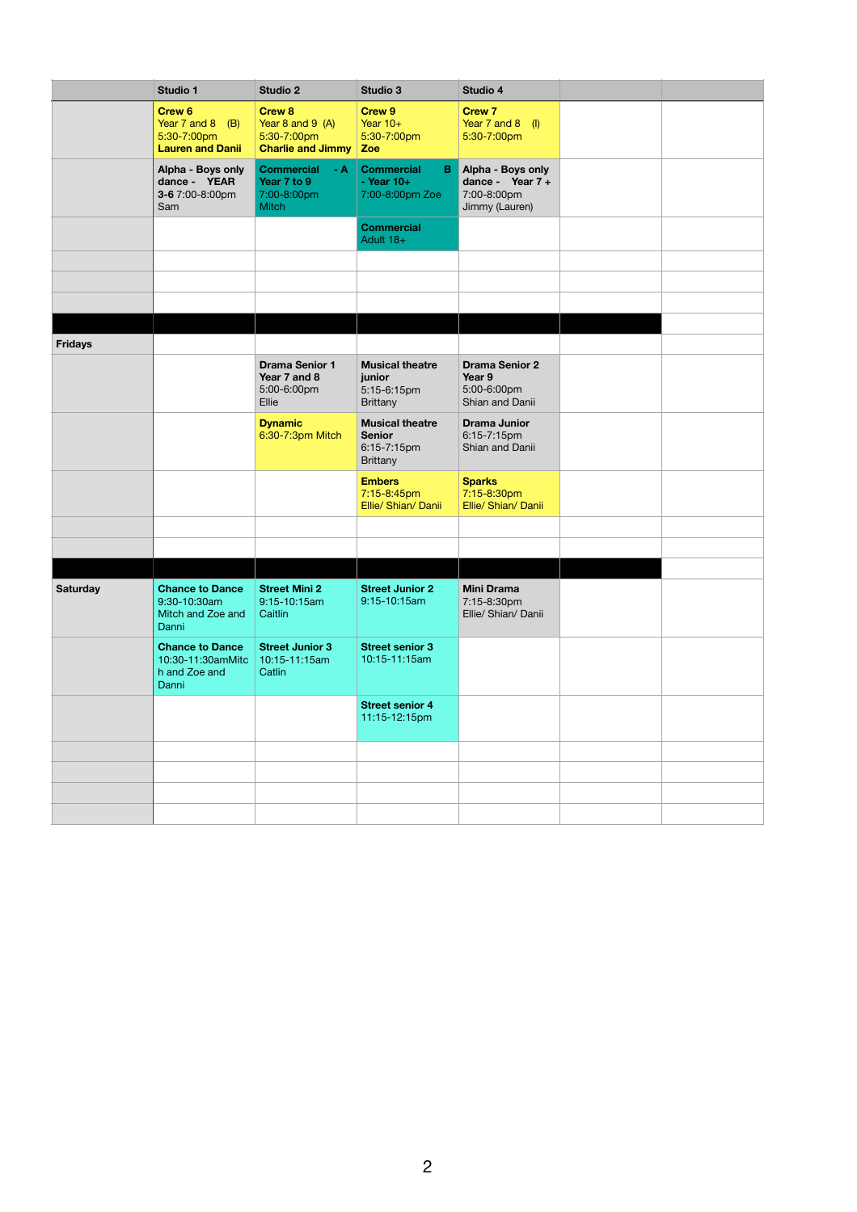| | Studio 1 | Studio 2 | Studio 3 | Studio 4 | | |
|---|---|---|---|---|---|---|
| | **Crew 6** Year 7 and 8 (B) 5:30-7:00pm **Lauren and Danii** | **Crew 8** Year 8 and 9 (A) 5:30-7:00pm **Charlie and Jimmy** | **Crew 9** Year 10+ 5:30-7:00pm **Zoe** | **Crew 7** Year 7 and 8 (I) 5:30-7:00pm | | |
| | **Alpha - Boys only dance - YEAR 3-6** 7:00-8:00pm Sam | **Commercial - A Year 7 to 9** 7:00-8:00pm Mitch | **Commercial B - Year 10+** 7:00-8:00pm Zoe | **Alpha - Boys only dance - Year 7 +** 7:00-8:00pm Jimmy (Lauren) | | |
| | | | **Commercial** Adult 18+ | | | |
| | | | | | | |
| | | | | | | |
| | | | | | | |
| | | | | | | |
| **Fridays** | | | | | | |
| | | **Drama Senior 1 Year 7 and 8** 5:00-6:00pm Ellie | **Musical theatre junior** 5:15-6:15pm Brittany | **Drama Senior 2 Year 9** 5:00-6:00pm Shian and Danii | | |
| | | **Dynamic** 6:30-7:3pm Mitch | **Musical theatre Senior** 6:15-7:15pm Brittany | **Drama Junior** 6:15-7:15pm Shian and Danii | | |
| | | | **Embers** 7:15-8:45pm Ellie/ Shian/ Danii | **Sparks** 7:15-8:30pm Ellie/ Shian/ Danii | | |
| | | | | | | |
| | | | | | | |
| | | | | | | |
| **Saturday** | **Chance to Dance** 9:30-10:30am Mitch and Zoe and Danni | **Street Mini 2** 9:15-10:15am Caitlin | **Street Junior 2** 9:15-10:15am | **Mini Drama** 7:15-8:30pm Ellie/ Shian/ Danii | | |
| | **Chance to Dance** 10:30-11:30amMitch and Zoe and Danni | **Street Junior 3** 10:15-11:15am Catlin | **Street senior 3** 10:15-11:15am | | | |
| | | | **Street senior 4** 11:15-12:15pm | | | |
| | | | | | | |
| | | | | | | |
| | | | | | | |
| | | | | | | |